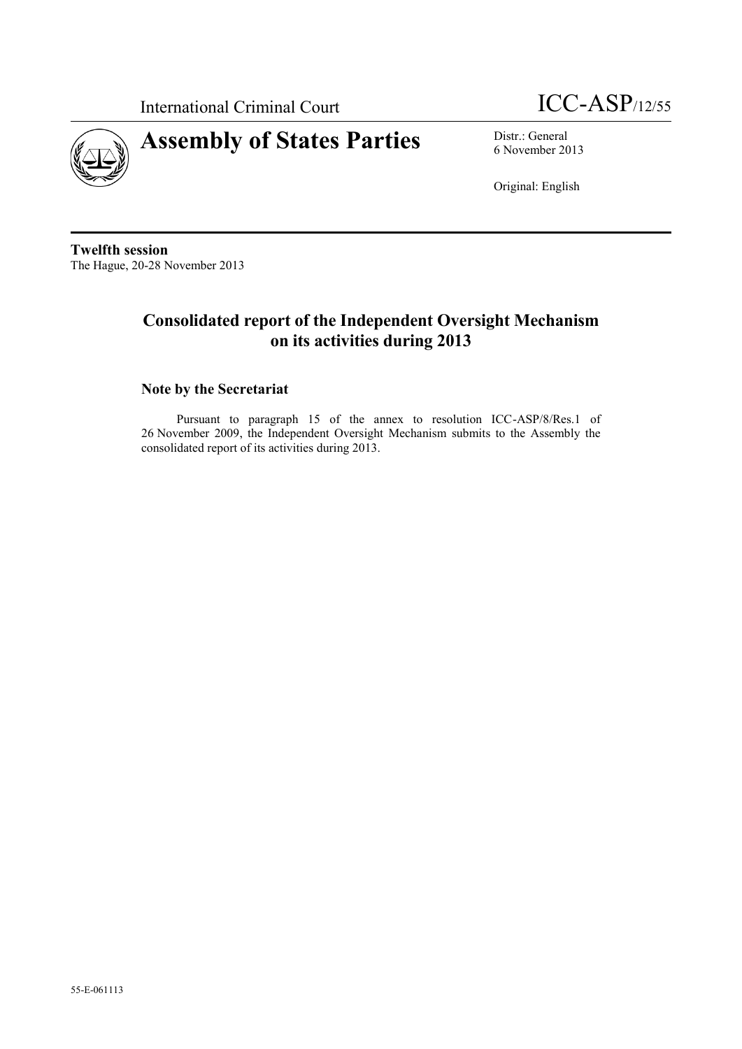International Criminal Court ICC-ASP/12/55

# Assembly of States Parties

Distr.: General
6 November 2013

Original: English

**Twelfth session**
The Hague, 20-28 November 2013

## Consolidated report of the Independent Oversight Mechanism on its activities during 2013

### Note by the Secretariat

Pursuant to paragraph 15 of the annex to resolution ICC-ASP/8/Res.1 of 26 November 2009, the Independent Oversight Mechanism submits to the Assembly the consolidated report of its activities during 2013.

55-E-061113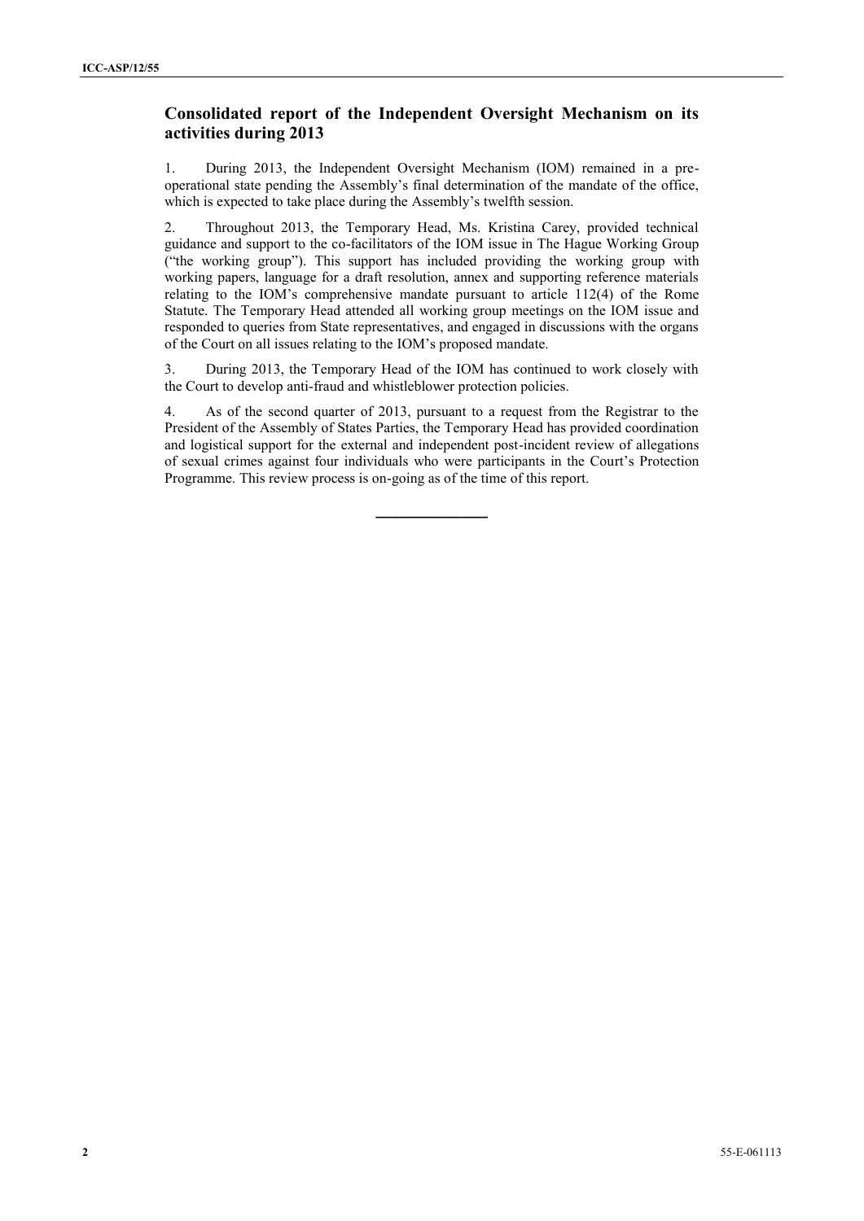## Consolidated report of the Independent Oversight Mechanism on its activities during 2013

1. During 2013, the Independent Oversight Mechanism (IOM) remained in a pre-operational state pending the Assembly's final determination of the mandate of the office, which is expected to take place during the Assembly's twelfth session.

2. Throughout 2013, the Temporary Head, Ms. Kristina Carey, provided technical guidance and support to the co-facilitators of the IOM issue in The Hague Working Group ("the working group"). This support has included providing the working group with working papers, language for a draft resolution, annex and supporting reference materials relating to the IOM's comprehensive mandate pursuant to article 112(4) of the Rome Statute. The Temporary Head attended all working group meetings on the IOM issue and responded to queries from State representatives, and engaged in discussions with the organs of the Court on all issues relating to the IOM's proposed mandate.

3. During 2013, the Temporary Head of the IOM has continued to work closely with the Court to develop anti-fraud and whistleblower protection policies.

4. As of the second quarter of 2013, pursuant to a request from the Registrar to the President of the Assembly of States Parties, the Temporary Head has provided coordination and logistical support for the external and independent post-incident review of allegations of sexual crimes against four individuals who were participants in the Court's Protection Programme. This review process is on-going as of the time of this report.

---